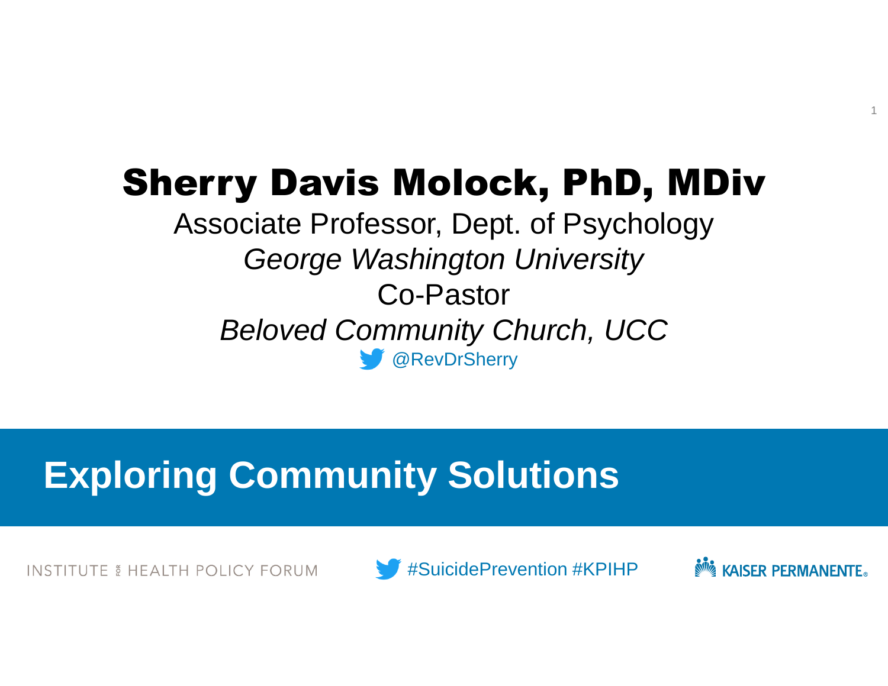# Sherry Davis Molock, PhD, MDiv

Associate Professor, Dept. of Psychology

*George Washington University*

Co-Pastor

*Beloved Community Church, UCC*

@RevDrSherry

## Exploring Community Solutions

INSTITUTE FOR HEALTH POLICY FORUM

#SuicidePrevention #KPIHP

KAISER PERMANENTE®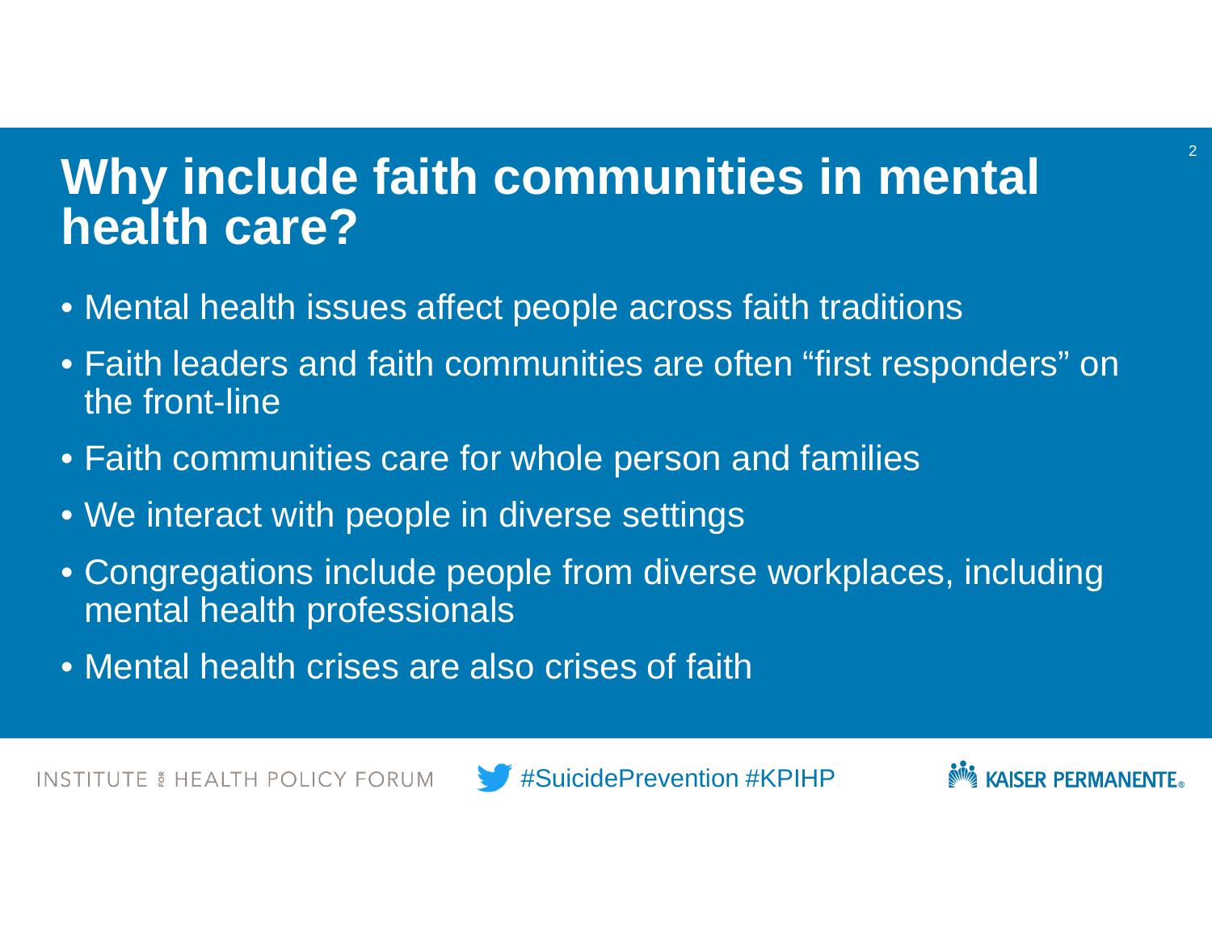# Why include faith communities in mental health care?

- Mental health issues affect people across faith traditions
- Faith leaders and faith communities are often “first responders” on the front-line
- Faith communities care for whole person and families
- We interact with people in diverse settings
- Congregations include people from diverse workplaces, including mental health professionals
- Mental health crises are also crises of faith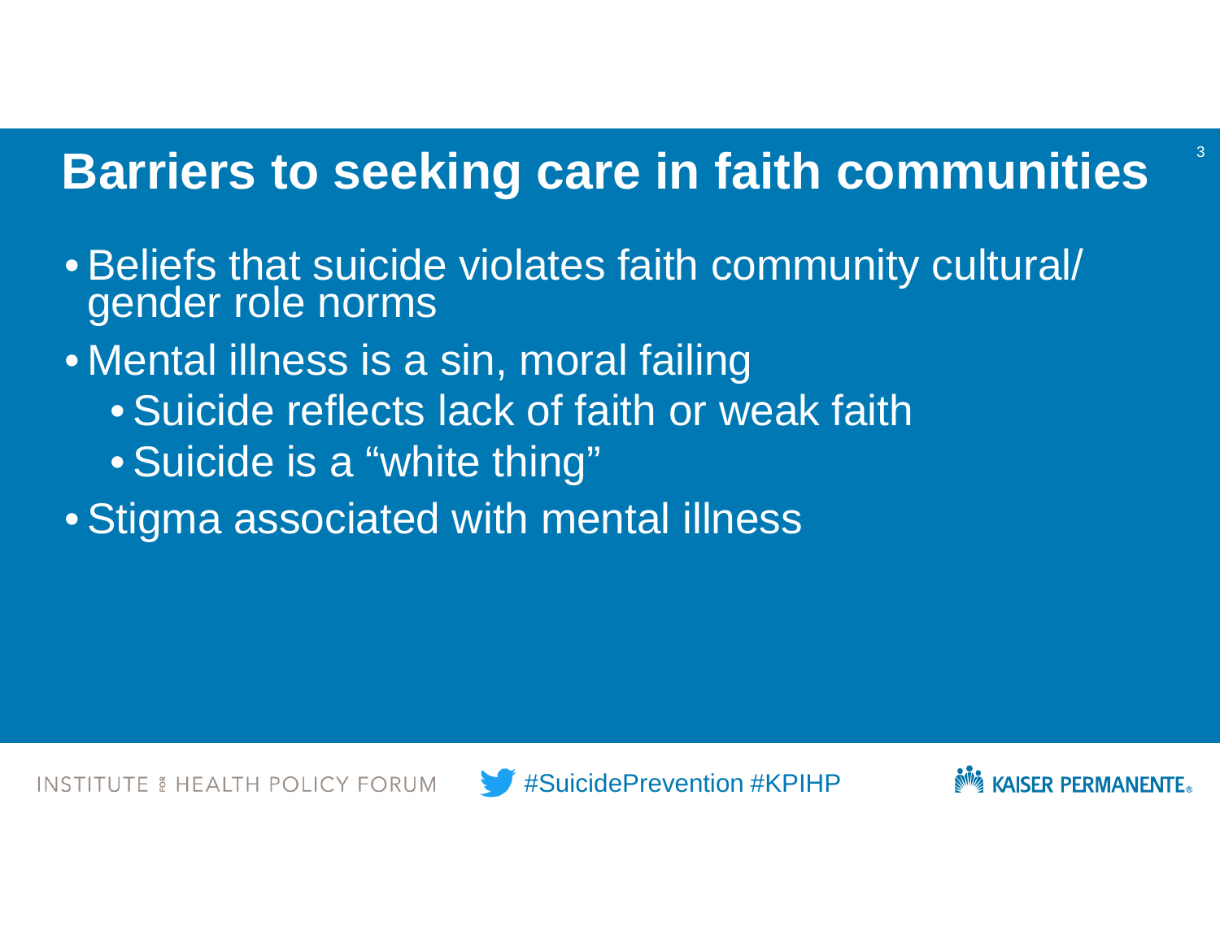# Barriers to seeking care in faith communities

- Beliefs that suicide violates faith community cultural/ gender role norms
- Mental illness is a sin, moral failing
  - Suicide reflects lack of faith or weak faith
  - Suicide is a “white thing”
- Stigma associated with mental illness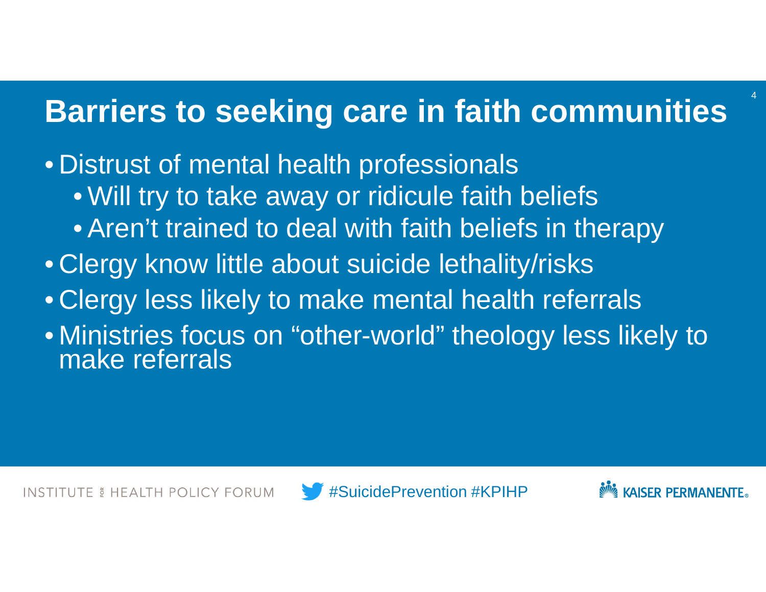# Barriers to seeking care in faith communities

- Distrust of mental health professionals
  - Will try to take away or ridicule faith beliefs
  - Aren't trained to deal with faith beliefs in therapy
- Clergy know little about suicide lethality/risks
- Clergy less likely to make mental health referrals
- Ministries focus on "other-world" theology less likely to make referrals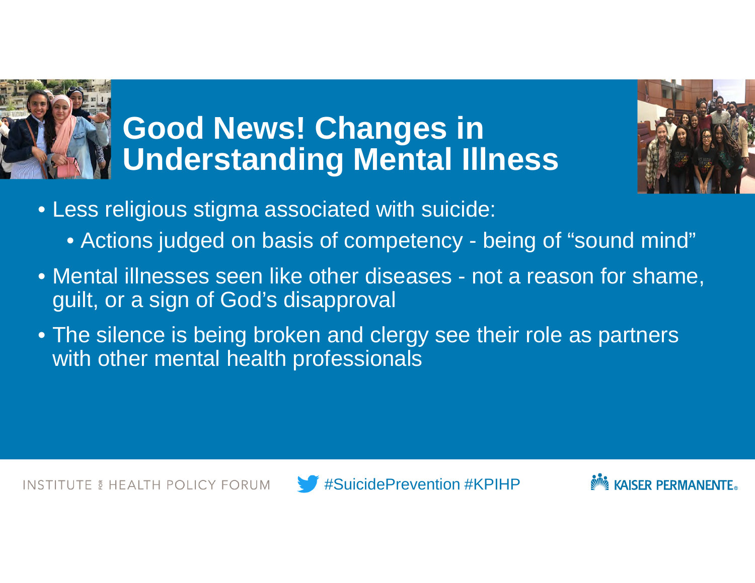# Good News! Changes in Understanding Mental Illness

- Less religious stigma associated with suicide:
  - Actions judged on basis of competency - being of “sound mind”
- Mental illnesses seen like other diseases - not a reason for shame, guilt, or a sign of God’s disapproval
- The silence is being broken and clergy see their role as partners with other mental health professionals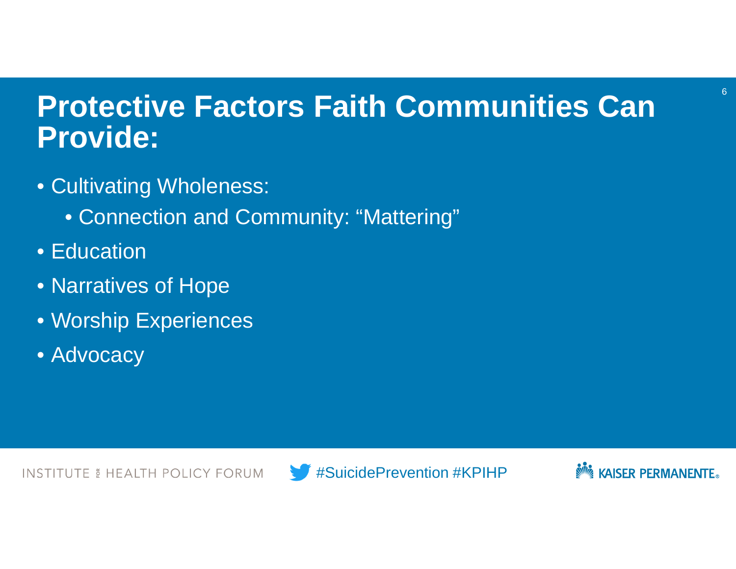# Protective Factors Faith Communities Can Provide:

- Cultivating Wholeness:
  - Connection and Community: "Mattering"
- Education
- Narratives of Hope
- Worship Experiences
- Advocacy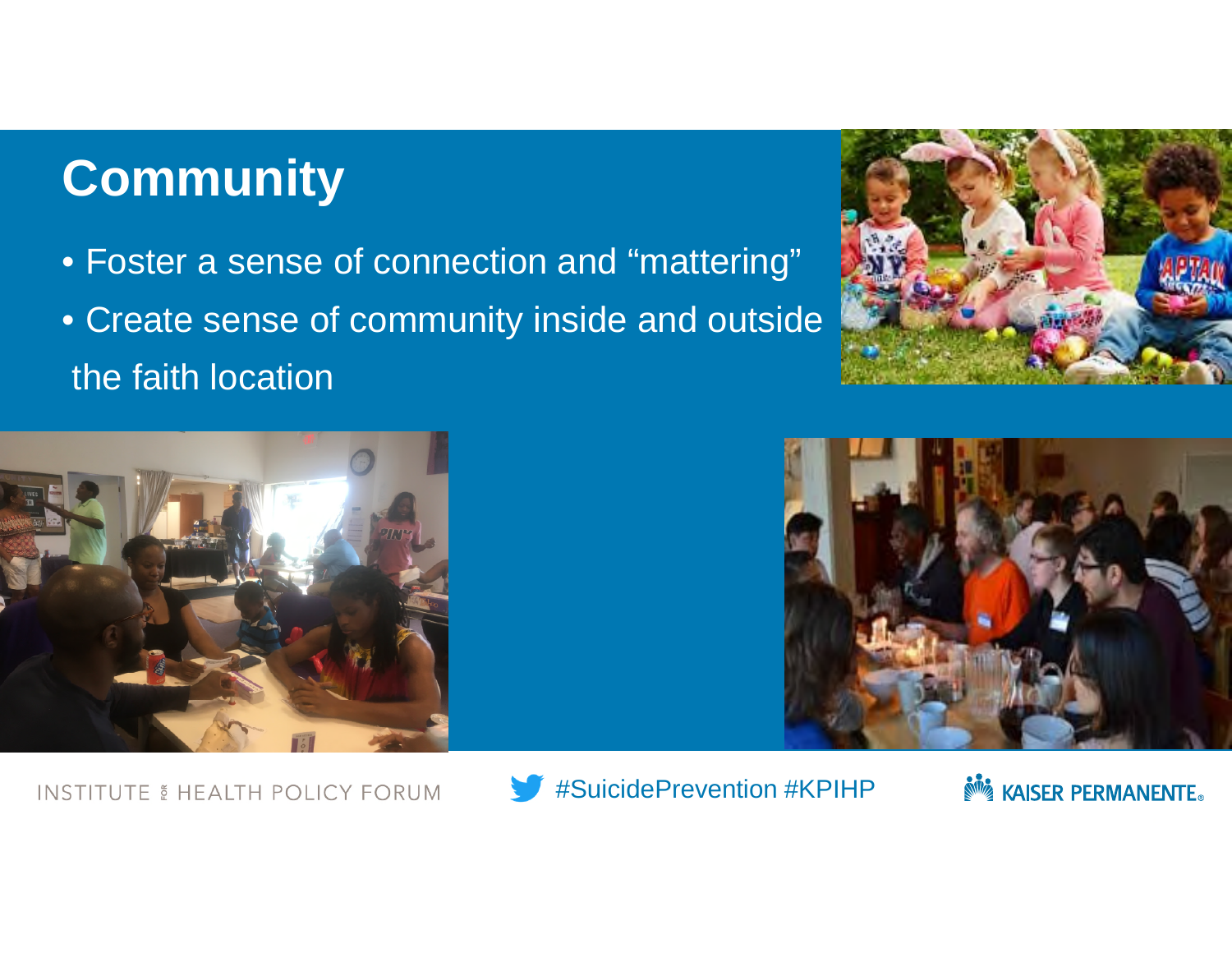# Community

- Foster a sense of connection and "mattering"
- Create sense of community inside and outside the faith location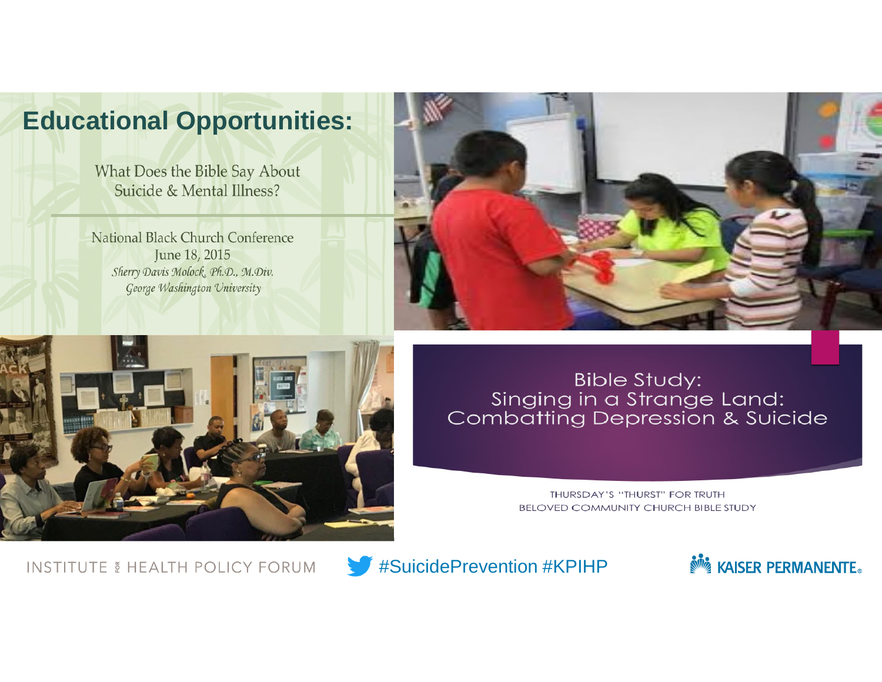# Educational Opportunities:

What Does the Bible Say About
Suicide & Mental Illness?

National Black Church Conference
June 18, 2015
*Sherry Davis Molock, Ph.D., M.Div.*
*George Washington University*

Bible Study:
Singing in a Strange Land:
Combatting Depression & Suicide

THURSDAY'S "THURST" FOR TRUTH
BELOVED COMMUNITY CHURCH BIBLE STUDY

INSTITUTE FOR HEALTH POLICY FORUM #SuicidePrevention #KPIHP KAISER PERMANENTE®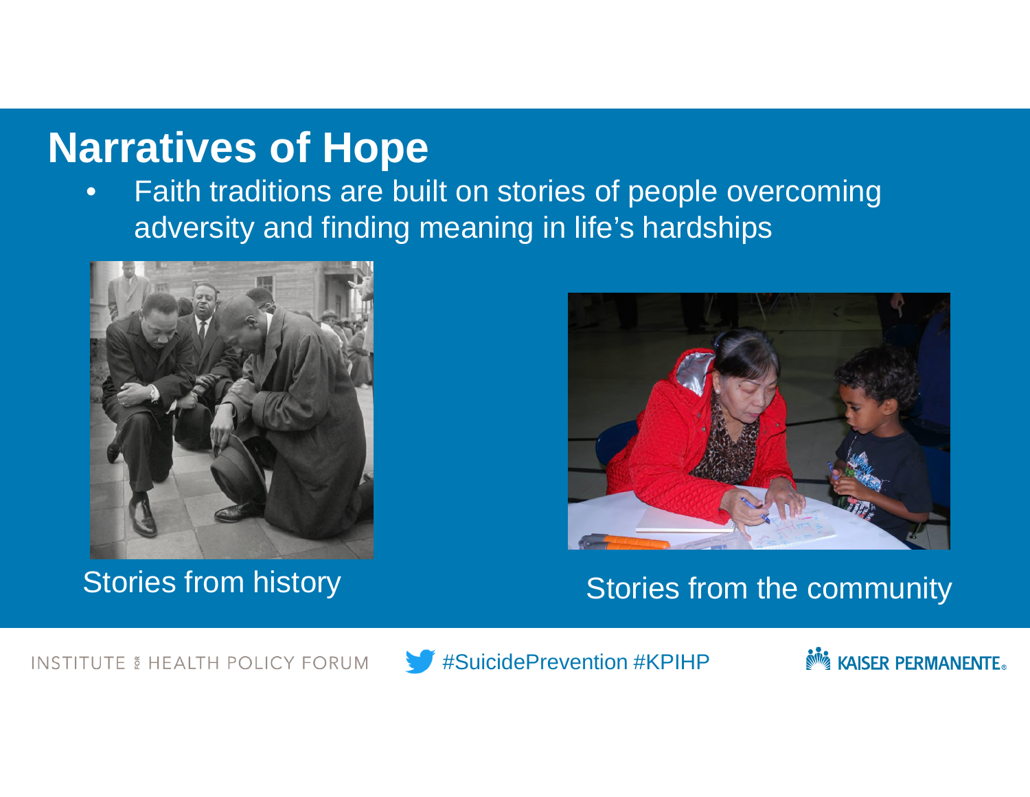## Narratives of Hope

- Faith traditions are built on stories of people overcoming adversity and finding meaning in life's hardships

Stories from history

Stories from the community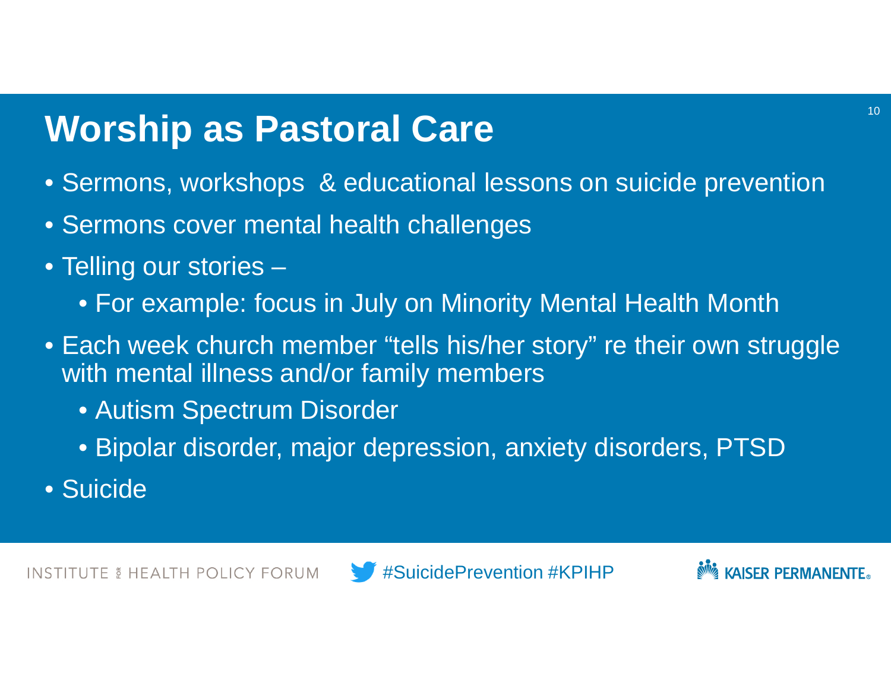# Worship as Pastoral Care

- Sermons, workshops & educational lessons on suicide prevention
- Sermons cover mental health challenges
- Telling our stories –
  - For example: focus in July on Minority Mental Health Month
- Each week church member "tells his/her story" re their own struggle with mental illness and/or family members
  - Autism Spectrum Disorder
  - Bipolar disorder, major depression, anxiety disorders, PTSD
- Suicide

INSTITUTE FOR HEALTH POLICY FORUM | #SuicidePrevention #KPIHP | KAISER PERMANENTE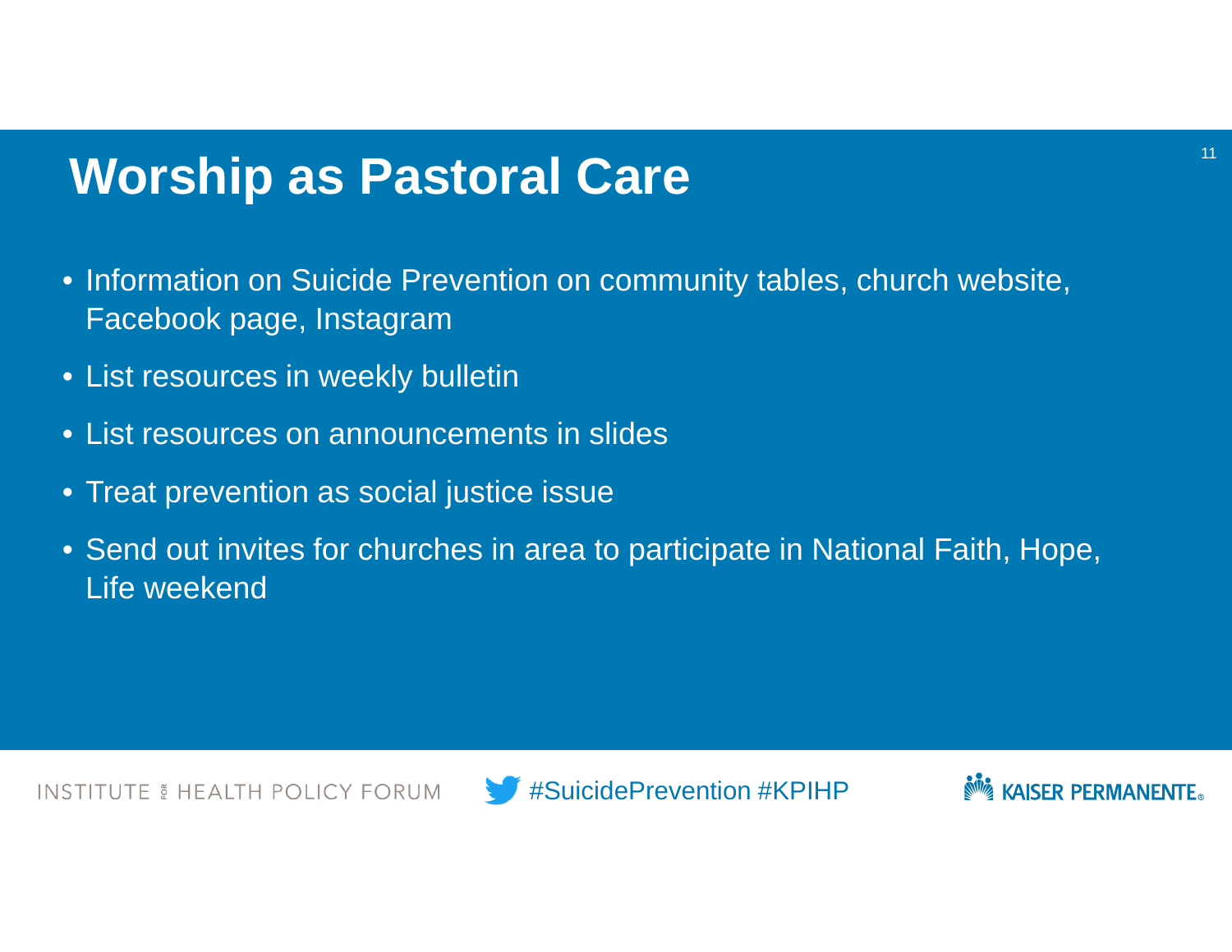# Worship as Pastoral Care

- Information on Suicide Prevention on community tables, church website, Facebook page, Instagram
- List resources in weekly bulletin
- List resources on announcements in slides
- Treat prevention as social justice issue
- Send out invites for churches in area to participate in National Faith, Hope, Life weekend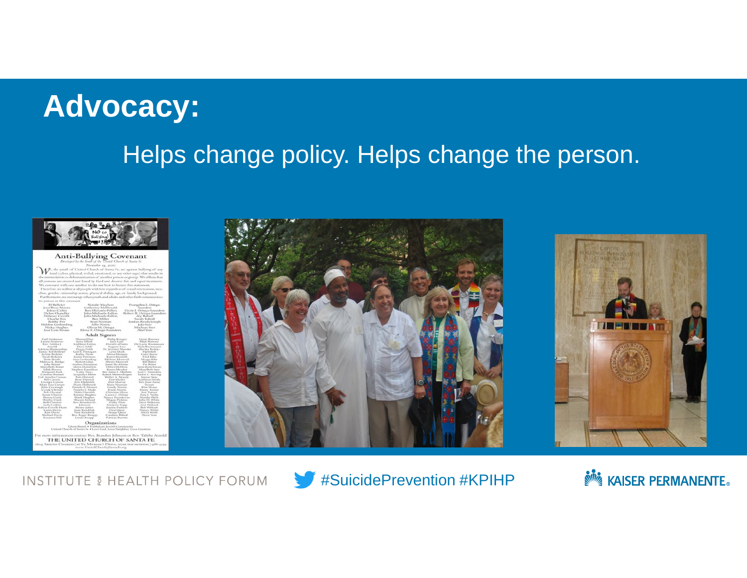# Advocacy:

Helps change policy. Helps change the person.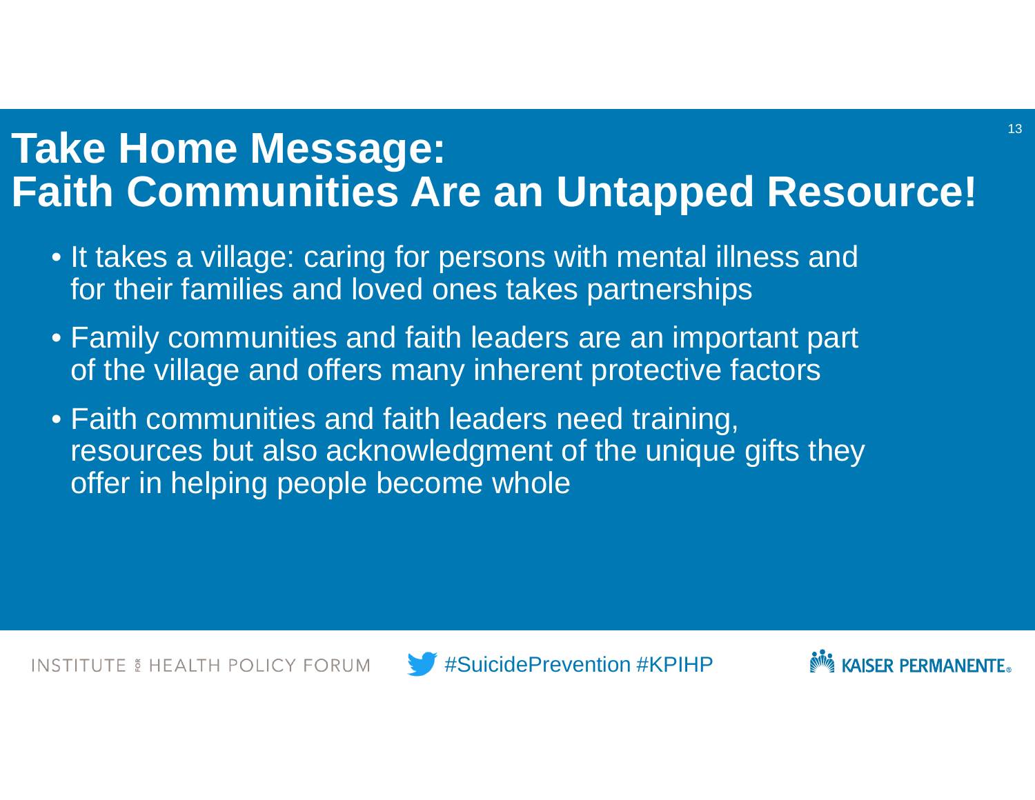# Take Home Message: Faith Communities Are an Untapped Resource!

- It takes a village: caring for persons with mental illness and for their families and loved ones takes partnerships
- Family communities and faith leaders are an important part of the village and offers many inherent protective factors
- Faith communities and faith leaders need training, resources but also acknowledgment of the unique gifts they offer in helping people become whole

INSTITUTE FOR HEALTH POLICY FORUM

#SuicidePrevention #KPIHP

KAISER PERMANENTE®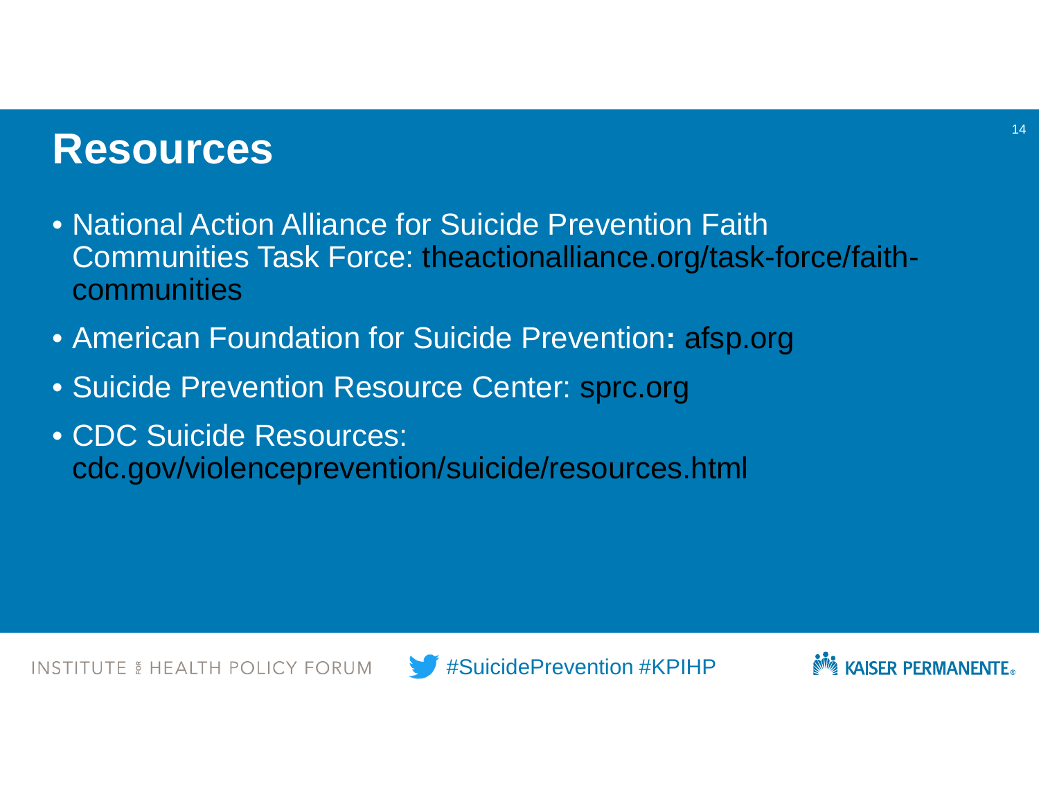# Resources

- National Action Alliance for Suicide Prevention Faith Communities Task Force: theactionalliance.org/task-force/faith-communities
- American Foundation for Suicide Prevention**:** afsp.org
- Suicide Prevention Resource Center: sprc.org
- CDC Suicide Resources: cdc.gov/violenceprevention/suicide/resources.html